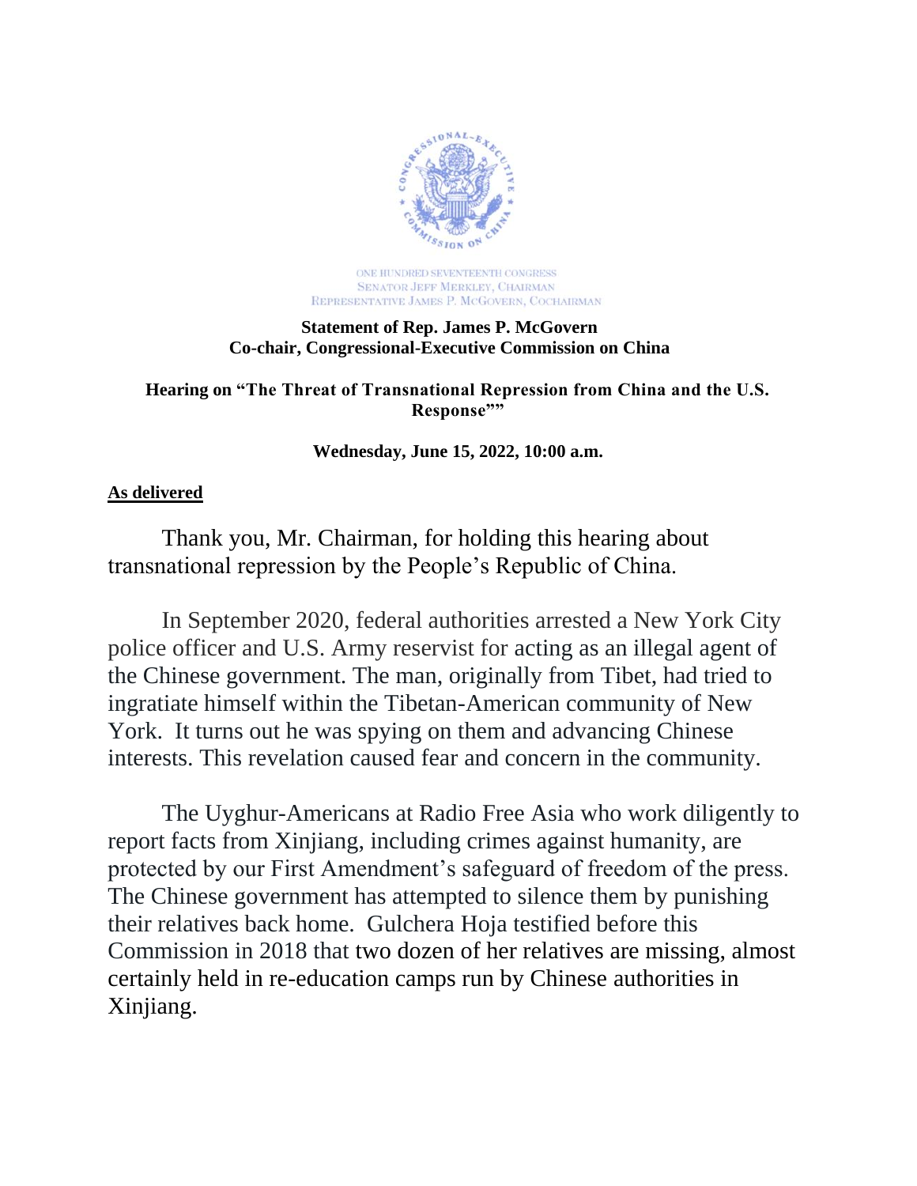ONE HUNDRED SEVENTEENTH CONGRESS
SENATOR JEFF MERKLEY, CHAIRMAN
REPRESENTATIVE JAMES P. MCGOVERN, COCHAIRMAN

**Statement of Rep. James P. McGovern**
**Co-chair, Congressional-Executive Commission on China**

**Hearing on "The Threat of Transnational Repression from China and the U.S. Response""**

**Wednesday, June 15, 2022, 10:00 a.m.**

**As delivered**

Thank you, Mr. Chairman, for holding this hearing about transnational repression by the People's Republic of China.

In September 2020, federal authorities arrested a New York City police officer and U.S. Army reservist for acting as an illegal agent of the Chinese government. The man, originally from Tibet, had tried to ingratiate himself within the Tibetan-American community of New York. It turns out he was spying on them and advancing Chinese interests. This revelation caused fear and concern in the community.

The Uyghur-Americans at Radio Free Asia who work diligently to report facts from Xinjiang, including crimes against humanity, are protected by our First Amendment's safeguard of freedom of the press. The Chinese government has attempted to silence them by punishing their relatives back home. Gulchera Hoja testified before this Commission in 2018 that two dozen of her relatives are missing, almost certainly held in re-education camps run by Chinese authorities in Xinjiang.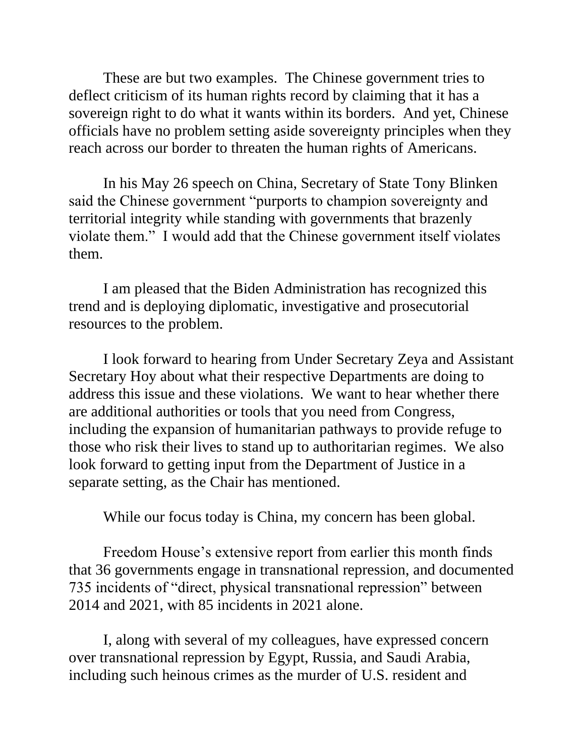These are but two examples. The Chinese government tries to deflect criticism of its human rights record by claiming that it has a sovereign right to do what it wants within its borders. And yet, Chinese officials have no problem setting aside sovereignty principles when they reach across our border to threaten the human rights of Americans.

In his May 26 speech on China, Secretary of State Tony Blinken said the Chinese government "purports to champion sovereignty and territorial integrity while standing with governments that brazenly violate them." I would add that the Chinese government itself violates them.

I am pleased that the Biden Administration has recognized this trend and is deploying diplomatic, investigative and prosecutorial resources to the problem.

I look forward to hearing from Under Secretary Zeya and Assistant Secretary Hoy about what their respective Departments are doing to address this issue and these violations. We want to hear whether there are additional authorities or tools that you need from Congress, including the expansion of humanitarian pathways to provide refuge to those who risk their lives to stand up to authoritarian regimes. We also look forward to getting input from the Department of Justice in a separate setting, as the Chair has mentioned.

While our focus today is China, my concern has been global.

Freedom House's extensive report from earlier this month finds that 36 governments engage in transnational repression, and documented 735 incidents of "direct, physical transnational repression" between 2014 and 2021, with 85 incidents in 2021 alone.

I, along with several of my colleagues, have expressed concern over transnational repression by Egypt, Russia, and Saudi Arabia, including such heinous crimes as the murder of U.S. resident and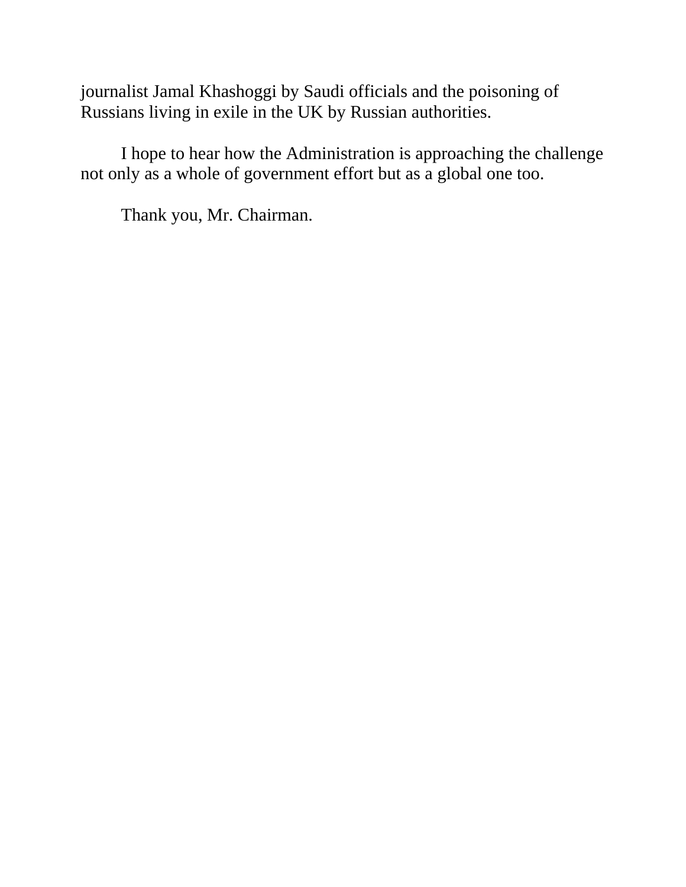journalist Jamal Khashoggi by Saudi officials and the poisoning of Russians living in exile in the UK by Russian authorities.

I hope to hear how the Administration is approaching the challenge not only as a whole of government effort but as a global one too.

Thank you, Mr. Chairman.